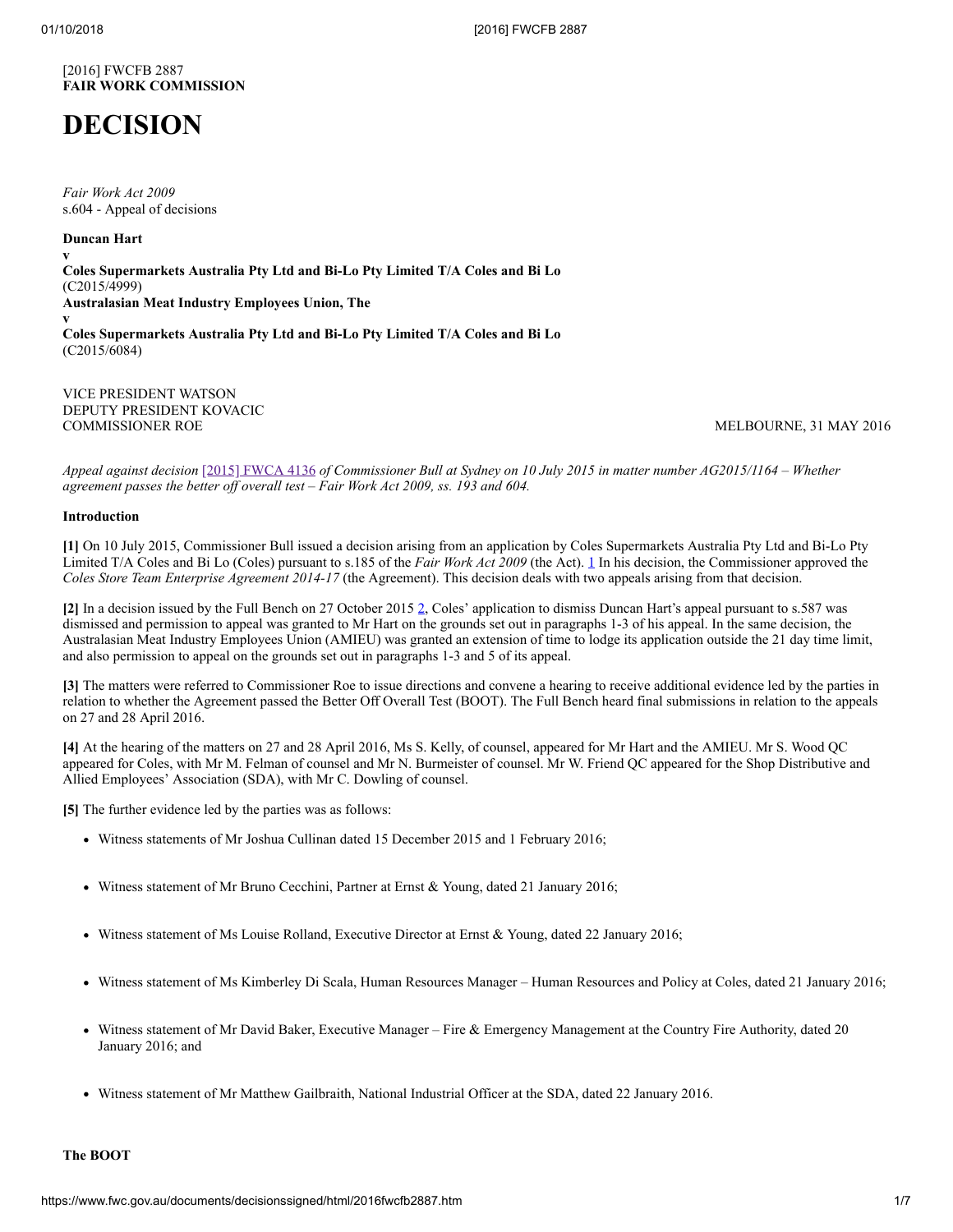[2016] FWCFB 2887
**FAIR WORK COMMISSION**

# DECISION

*Fair Work Act 2009*
s.604 - Appeal of decisions

**Duncan Hart**
**v**
**Coles Supermarkets Australia Pty Ltd and Bi-Lo Pty Limited T/A Coles and Bi Lo**
(C2015/4999)
**Australasian Meat Industry Employees Union, The**
**v**
**Coles Supermarkets Australia Pty Ltd and Bi-Lo Pty Limited T/A Coles and Bi Lo**
(C2015/6084)

VICE PRESIDENT WATSON
DEPUTY PRESIDENT KOVACIC
COMMISSIONER ROE

MELBOURNE, 31 MAY 2016

*Appeal against decision [2015] FWCA 4136 of Commissioner Bull at Sydney on 10 July 2015 in matter number AG2015/1164 – Whether agreement passes the better off overall test – Fair Work Act 2009, ss. 193 and 604.*

**Introduction**

**[1]** On 10 July 2015, Commissioner Bull issued a decision arising from an application by Coles Supermarkets Australia Pty Ltd and Bi-Lo Pty Limited T/A Coles and Bi Lo (Coles) pursuant to s.185 of the *Fair Work Act 2009* (the Act). [1] In his decision, the Commissioner approved the *Coles Store Team Enterprise Agreement 2014-17* (the Agreement). This decision deals with two appeals arising from that decision.

**[2]** In a decision issued by the Full Bench on 27 October 2015 [2], Coles' application to dismiss Duncan Hart's appeal pursuant to s.587 was dismissed and permission to appeal was granted to Mr Hart on the grounds set out in paragraphs 1-3 of his appeal. In the same decision, the Australasian Meat Industry Employees Union (AMIEU) was granted an extension of time to lodge its application outside the 21 day time limit, and also permission to appeal on the grounds set out in paragraphs 1-3 and 5 of its appeal.

**[3]** The matters were referred to Commissioner Roe to issue directions and convene a hearing to receive additional evidence led by the parties in relation to whether the Agreement passed the Better Off Overall Test (BOOT). The Full Bench heard final submissions in relation to the appeals on 27 and 28 April 2016.

**[4]** At the hearing of the matters on 27 and 28 April 2016, Ms S. Kelly, of counsel, appeared for Mr Hart and the AMIEU. Mr S. Wood QC appeared for Coles, with Mr M. Felman of counsel and Mr N. Burmeister of counsel. Mr W. Friend QC appeared for the Shop Distributive and Allied Employees' Association (SDA), with Mr C. Dowling of counsel.

**[5]** The further evidence led by the parties was as follows:

- Witness statements of Mr Joshua Cullinan dated 15 December 2015 and 1 February 2016;
- Witness statement of Mr Bruno Cecchini, Partner at Ernst & Young, dated 21 January 2016;
- Witness statement of Ms Louise Rolland, Executive Director at Ernst & Young, dated 22 January 2016;
- Witness statement of Ms Kimberley Di Scala, Human Resources Manager – Human Resources and Policy at Coles, dated 21 January 2016;
- Witness statement of Mr David Baker, Executive Manager – Fire & Emergency Management at the Country Fire Authority, dated 20 January 2016; and
- Witness statement of Mr Matthew Gailbraith, National Industrial Officer at the SDA, dated 22 January 2016.

**The BOOT**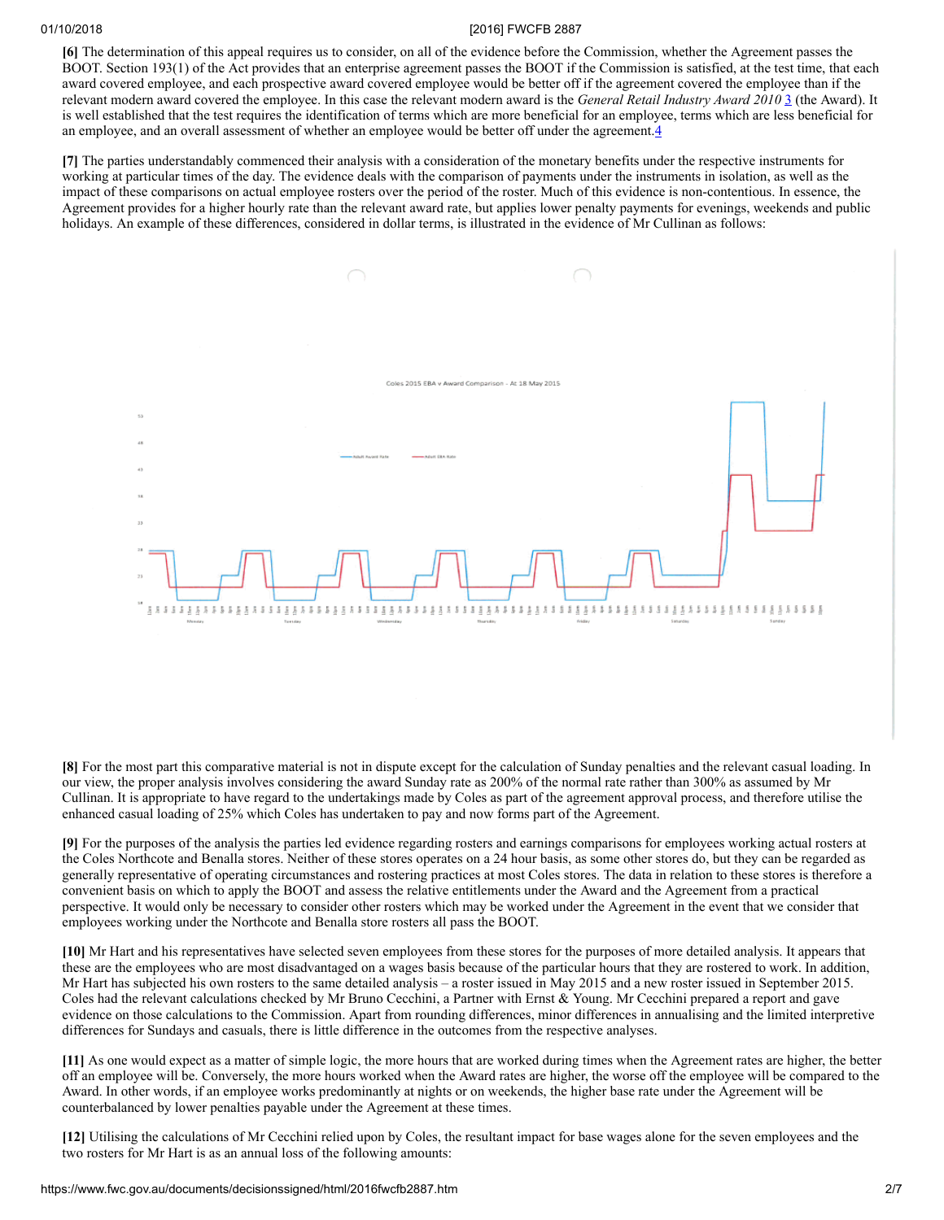**[6]** The determination of this appeal requires us to consider, on all of the evidence before the Commission, whether the Agreement passes the BOOT. Section 193(1) of the Act provides that an enterprise agreement passes the BOOT if the Commission is satisfied, at the test time, that each award covered employee, and each prospective award covered employee would be better off if the agreement covered the employee than if the relevant modern award covered the employee. In this case the relevant modern award is the *General Retail Industry Award 2010* [3] (the Award). It is well established that the test requires the identification of terms which are more beneficial for an employee, terms which are less beneficial for an employee, and an overall assessment of whether an employee would be better off under the agreement.[4]

**[7]** The parties understandably commenced their analysis with a consideration of the monetary benefits under the respective instruments for working at particular times of the day. The evidence deals with the comparison of payments under the instruments in isolation, as well as the impact of these comparisons on actual employee rosters over the period of the roster. Much of this evidence is non-contentious. In essence, the Agreement provides for a higher hourly rate than the relevant award rate, but applies lower penalty payments for evenings, weekends and public holidays. An example of these differences, considered in dollar terms, is illustrated in the evidence of Mr Cullinan as follows:

Coles 2015 EBA v Award Comparison - At 18 May 2015

**[8]** For the most part this comparative material is not in dispute except for the calculation of Sunday penalties and the relevant casual loading. In our view, the proper analysis involves considering the award Sunday rate as 200% of the normal rate rather than 300% as assumed by Mr Cullinan. It is appropriate to have regard to the undertakings made by Coles as part of the agreement approval process, and therefore utilise the enhanced casual loading of 25% which Coles has undertaken to pay and now forms part of the Agreement.

**[9]** For the purposes of the analysis the parties led evidence regarding rosters and earnings comparisons for employees working actual rosters at the Coles Northcote and Benalla stores. Neither of these stores operates on a 24 hour basis, as some other stores do, but they can be regarded as generally representative of operating circumstances and rostering practices at most Coles stores. The data in relation to these stores is therefore a convenient basis on which to apply the BOOT and assess the relative entitlements under the Award and the Agreement from a practical perspective. It would only be necessary to consider other rosters which may be worked under the Agreement in the event that we consider that employees working under the Northcote and Benalla store rosters all pass the BOOT.

**[10]** Mr Hart and his representatives have selected seven employees from these stores for the purposes of more detailed analysis. It appears that these are the employees who are most disadvantaged on a wages basis because of the particular hours that they are rostered to work. In addition, Mr Hart has subjected his own rosters to the same detailed analysis – a roster issued in May 2015 and a new roster issued in September 2015. Coles had the relevant calculations checked by Mr Bruno Cecchini, a Partner with Ernst & Young. Mr Cecchini prepared a report and gave evidence on those calculations to the Commission. Apart from rounding differences, minor differences in annualising and the limited interpretive differences for Sundays and casuals, there is little difference in the outcomes from the respective analyses.

**[11]** As one would expect as a matter of simple logic, the more hours that are worked during times when the Agreement rates are higher, the better off an employee will be. Conversely, the more hours worked when the Award rates are higher, the worse off the employee will be compared to the Award. In other words, if an employee works predominantly at nights or on weekends, the higher base rate under the Agreement will be counterbalanced by lower penalties payable under the Agreement at these times.

**[12]** Utilising the calculations of Mr Cecchini relied upon by Coles, the resultant impact for base wages alone for the seven employees and the two rosters for Mr Hart is as an annual loss of the following amounts: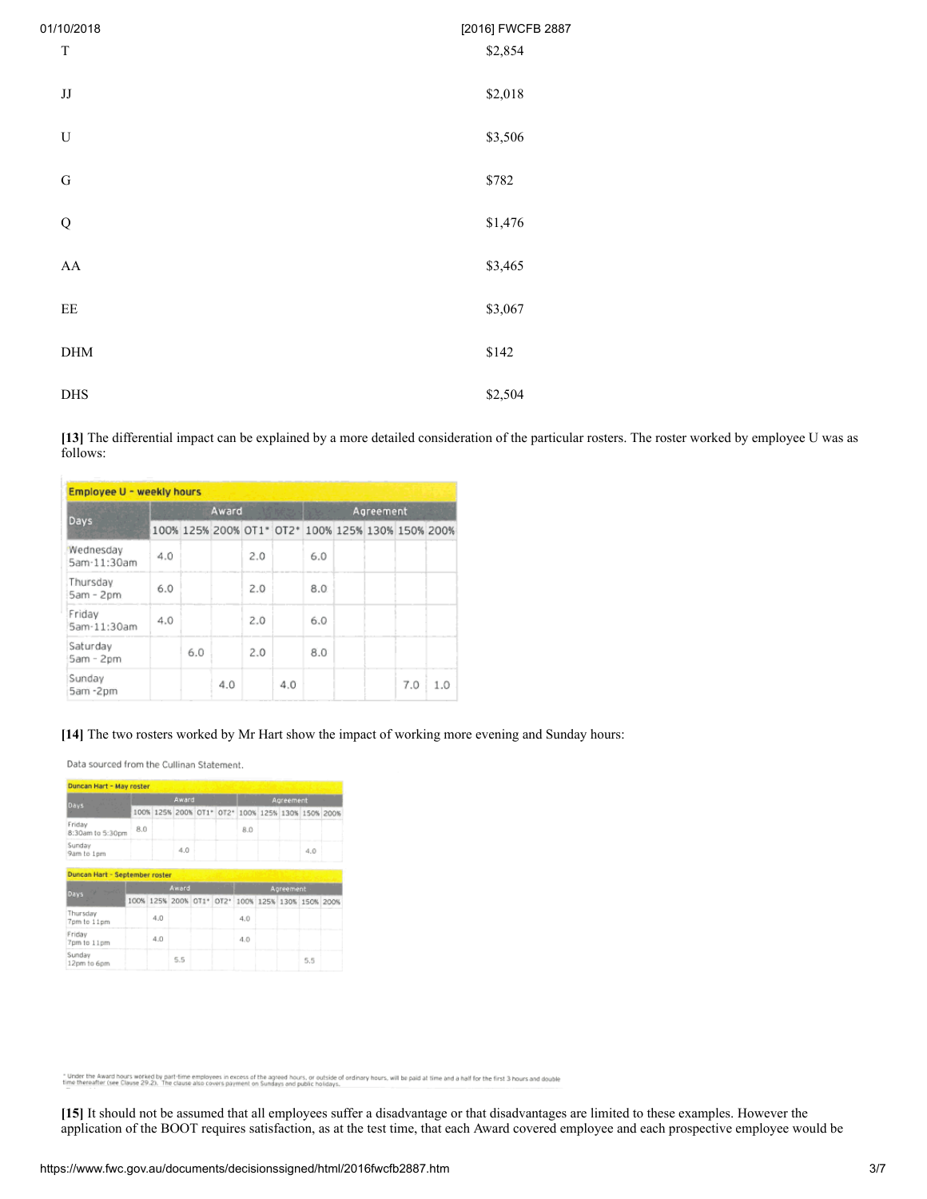| | |
|---|---|
| T | $2,854 |
| JJ | $2,018 |
| U | $3,506 |
| G | $782 |
| Q | $1,476 |
| AA | $3,465 |
| EE | $3,067 |
| DHM | $142 |
| DHS | $2,504 |

**[13]** The differential impact can be explained by a more detailed consideration of the particular rosters. The roster worked by employee U was as follows:

**Employee U - weekly hours**

| Days | Award | | | | | Agreement | | | | |
|---|---|---|---|---|---|---|---|---|---|---|
| | 100% | 125% | 200% | OT1* | OT2* | 100% | 125% | 130% | 150% | 200% |
| Wednesday 5am-11:30am | 4.0 | | | 2.0 | | 6.0 | | | | |
| Thursday 5am - 2pm | 6.0 | | | 2.0 | | 8.0 | | | | |
| Friday 5am-11:30am | 4.0 | | | 2.0 | | 6.0 | | | | |
| Saturday 5am - 2pm | | 6.0 | | 2.0 | | 8.0 | | | | |
| Sunday 5am -2pm | | | 4.0 | | 4.0 | | | | 7.0 | 1.0 |

**[14]** The two rosters worked by Mr Hart show the impact of working more evening and Sunday hours:

Data sourced from the Cullinan Statement.

**Duncan Hart - May roster**

| Days | Award | | | | | Agreement | | | | |
|---|---|---|---|---|---|---|---|---|---|---|
| | 100% | 125% | 200% | OT1* | OT2* | 100% | 125% | 130% | 150% | 200% |
| Friday 8:30am to 5:30pm | 8.0 | | | | | 8.0 | | | | |
| Sunday 9am to 1pm | | | 4.0 | | | | | | 4.0 | |

**Duncan Hart - September roster**

| Days | Award | | | | | Agreement | | | | |
|---|---|---|---|---|---|---|---|---|---|---|
| | 100% | 125% | 200% | OT1* | OT2* | 100% | 125% | 130% | 150% | 200% |
| Thursday 7pm to 11pm | | 4.0 | | | | 4.0 | | | | |
| Friday 7pm to 11pm | | 4.0 | | | | 4.0 | | | | |
| Sunday 12pm to 6pm | | | 5.5 | | | | | | 5.5 | |

\* Under the Award hours worked by part-time employees in excess of the agreed hours, or outside of ordinary hours, will be paid at time and a half for the first 3 hours and double time thereafter (see Clause 29.2). The clause also covers payment on Sundays and public holidays.

**[15]** It should not be assumed that all employees suffer a disadvantage or that disadvantages are limited to these examples. However the application of the BOOT requires satisfaction, as at the test time, that each Award covered employee and each prospective employee would be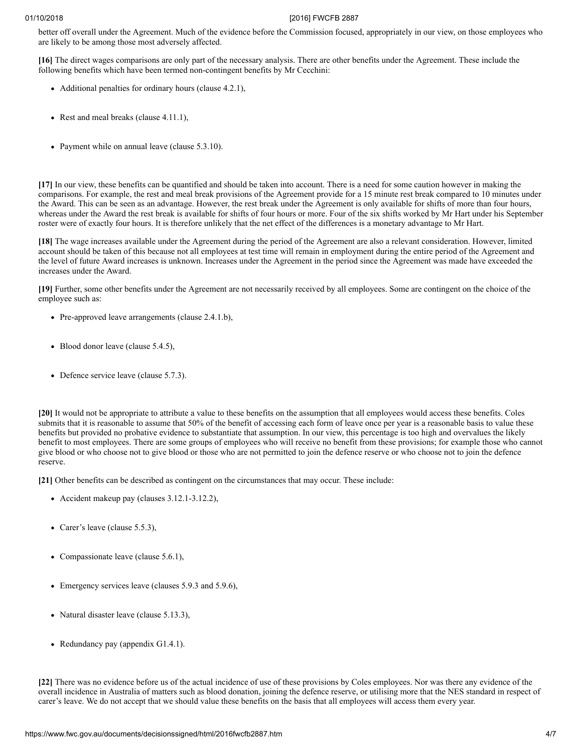better off overall under the Agreement. Much of the evidence before the Commission focused, appropriately in our view, on those employees who are likely to be among those most adversely affected.

**[16]** The direct wages comparisons are only part of the necessary analysis. There are other benefits under the Agreement. These include the following benefits which have been termed non-contingent benefits by Mr Cecchini:

- Additional penalties for ordinary hours (clause 4.2.1),
- Rest and meal breaks (clause 4.11.1),
- Payment while on annual leave (clause 5.3.10).

**[17]** In our view, these benefits can be quantified and should be taken into account. There is a need for some caution however in making the comparisons. For example, the rest and meal break provisions of the Agreement provide for a 15 minute rest break compared to 10 minutes under the Award. This can be seen as an advantage. However, the rest break under the Agreement is only available for shifts of more than four hours, whereas under the Award the rest break is available for shifts of four hours or more. Four of the six shifts worked by Mr Hart under his September roster were of exactly four hours. It is therefore unlikely that the net effect of the differences is a monetary advantage to Mr Hart.

**[18]** The wage increases available under the Agreement during the period of the Agreement are also a relevant consideration. However, limited account should be taken of this because not all employees at test time will remain in employment during the entire period of the Agreement and the level of future Award increases is unknown. Increases under the Agreement in the period since the Agreement was made have exceeded the increases under the Award.

**[19]** Further, some other benefits under the Agreement are not necessarily received by all employees. Some are contingent on the choice of the employee such as:

- Pre-approved leave arrangements (clause 2.4.1.b),
- Blood donor leave (clause 5.4.5),
- Defence service leave (clause 5.7.3).

**[20]** It would not be appropriate to attribute a value to these benefits on the assumption that all employees would access these benefits. Coles submits that it is reasonable to assume that 50% of the benefit of accessing each form of leave once per year is a reasonable basis to value these benefits but provided no probative evidence to substantiate that assumption. In our view, this percentage is too high and overvalues the likely benefit to most employees. There are some groups of employees who will receive no benefit from these provisions; for example those who cannot give blood or who choose not to give blood or those who are not permitted to join the defence reserve or who choose not to join the defence reserve.

**[21]** Other benefits can be described as contingent on the circumstances that may occur. These include:

- Accident makeup pay (clauses 3.12.1-3.12.2),
- Carer's leave (clause 5.5.3),
- Compassionate leave (clause 5.6.1),
- Emergency services leave (clauses 5.9.3 and 5.9.6),
- Natural disaster leave (clause 5.13.3),
- Redundancy pay (appendix G1.4.1).

**[22]** There was no evidence before us of the actual incidence of use of these provisions by Coles employees. Nor was there any evidence of the overall incidence in Australia of matters such as blood donation, joining the defence reserve, or utilising more that the NES standard in respect of carer's leave. We do not accept that we should value these benefits on the basis that all employees will access them every year.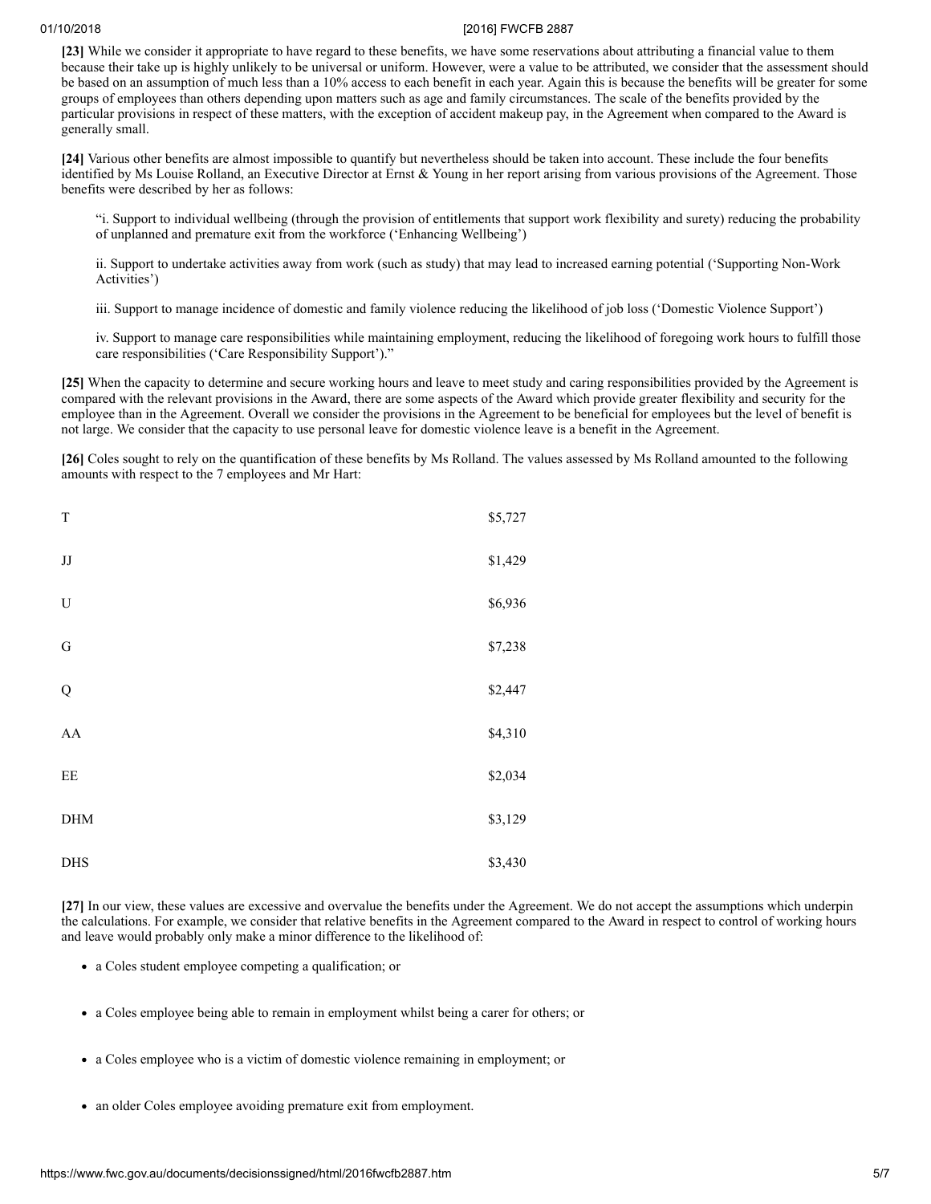**[23]** While we consider it appropriate to have regard to these benefits, we have some reservations about attributing a financial value to them because their take up is highly unlikely to be universal or uniform. However, were a value to be attributed, we consider that the assessment should be based on an assumption of much less than a 10% access to each benefit in each year. Again this is because the benefits will be greater for some groups of employees than others depending upon matters such as age and family circumstances. The scale of the benefits provided by the particular provisions in respect of these matters, with the exception of accident makeup pay, in the Agreement when compared to the Award is generally small.

**[24]** Various other benefits are almost impossible to quantify but nevertheless should be taken into account. These include the four benefits identified by Ms Louise Rolland, an Executive Director at Ernst & Young in her report arising from various provisions of the Agreement. Those benefits were described by her as follows:

> "i. Support to individual wellbeing (through the provision of entitlements that support work flexibility and surety) reducing the probability of unplanned and premature exit from the workforce ('Enhancing Wellbeing')
>
> ii. Support to undertake activities away from work (such as study) that may lead to increased earning potential ('Supporting Non-Work Activities')
>
> iii. Support to manage incidence of domestic and family violence reducing the likelihood of job loss ('Domestic Violence Support')
>
> iv. Support to manage care responsibilities while maintaining employment, reducing the likelihood of foregoing work hours to fulfill those care responsibilities ('Care Responsibility Support')."

**[25]** When the capacity to determine and secure working hours and leave to meet study and caring responsibilities provided by the Agreement is compared with the relevant provisions in the Award, there are some aspects of the Award which provide greater flexibility and security for the employee than in the Agreement. Overall we consider the provisions in the Agreement to be beneficial for employees but the level of benefit is not large. We consider that the capacity to use personal leave for domestic violence leave is a benefit in the Agreement.

**[26]** Coles sought to rely on the quantification of these benefits by Ms Rolland. The values assessed by Ms Rolland amounted to the following amounts with respect to the 7 employees and Mr Hart:

| | |
|---|---|
| T | $5,727 |
| JJ | $1,429 |
| U | $6,936 |
| G | $7,238 |
| Q | $2,447 |
| AA | $4,310 |
| EE | $2,034 |
| DHM | $3,129 |
| DHS | $3,430 |

**[27]** In our view, these values are excessive and overvalue the benefits under the Agreement. We do not accept the assumptions which underpin the calculations. For example, we consider that relative benefits in the Agreement compared to the Award in respect to control of working hours and leave would probably only make a minor difference to the likelihood of:

- a Coles student employee competing a qualification; or
- a Coles employee being able to remain in employment whilst being a carer for others; or
- a Coles employee who is a victim of domestic violence remaining in employment; or
- an older Coles employee avoiding premature exit from employment.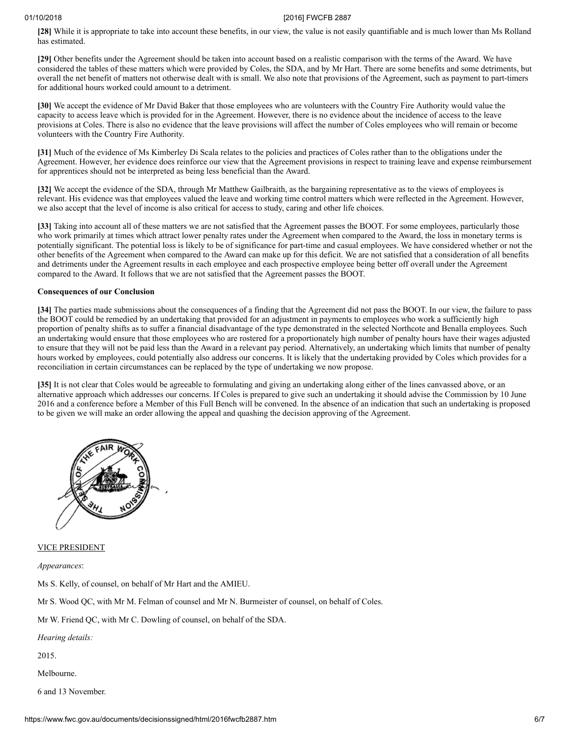**[28]** While it is appropriate to take into account these benefits, in our view, the value is not easily quantifiable and is much lower than Ms Rolland has estimated.

**[29]** Other benefits under the Agreement should be taken into account based on a realistic comparison with the terms of the Award. We have considered the tables of these matters which were provided by Coles, the SDA, and by Mr Hart. There are some benefits and some detriments, but overall the net benefit of matters not otherwise dealt with is small. We also note that provisions of the Agreement, such as payment to part-timers for additional hours worked could amount to a detriment.

**[30]** We accept the evidence of Mr David Baker that those employees who are volunteers with the Country Fire Authority would value the capacity to access leave which is provided for in the Agreement. However, there is no evidence about the incidence of access to the leave provisions at Coles. There is also no evidence that the leave provisions will affect the number of Coles employees who will remain or become volunteers with the Country Fire Authority.

**[31]** Much of the evidence of Ms Kimberley Di Scala relates to the policies and practices of Coles rather than to the obligations under the Agreement. However, her evidence does reinforce our view that the Agreement provisions in respect to training leave and expense reimbursement for apprentices should not be interpreted as being less beneficial than the Award.

**[32]** We accept the evidence of the SDA, through Mr Matthew Gailbraith, as the bargaining representative as to the views of employees is relevant. His evidence was that employees valued the leave and working time control matters which were reflected in the Agreement. However, we also accept that the level of income is also critical for access to study, caring and other life choices.

**[33]** Taking into account all of these matters we are not satisfied that the Agreement passes the BOOT. For some employees, particularly those who work primarily at times which attract lower penalty rates under the Agreement when compared to the Award, the loss in monetary terms is potentially significant. The potential loss is likely to be of significance for part-time and casual employees. We have considered whether or not the other benefits of the Agreement when compared to the Award can make up for this deficit. We are not satisfied that a consideration of all benefits and detriments under the Agreement results in each employee and each prospective employee being better off overall under the Agreement compared to the Award. It follows that we are not satisfied that the Agreement passes the BOOT.

**Consequences of our Conclusion**

**[34]** The parties made submissions about the consequences of a finding that the Agreement did not pass the BOOT. In our view, the failure to pass the BOOT could be remedied by an undertaking that provided for an adjustment in payments to employees who work a sufficiently high proportion of penalty shifts as to suffer a financial disadvantage of the type demonstrated in the selected Northcote and Benalla employees. Such an undertaking would ensure that those employees who are rostered for a proportionately high number of penalty hours have their wages adjusted to ensure that they will not be paid less than the Award in a relevant pay period. Alternatively, an undertaking which limits that number of penalty hours worked by employees, could potentially also address our concerns. It is likely that the undertaking provided by Coles which provides for a reconciliation in certain circumstances can be replaced by the type of undertaking we now propose.

**[35]** It is not clear that Coles would be agreeable to formulating and giving an undertaking along either of the lines canvassed above, or an alternative approach which addresses our concerns. If Coles is prepared to give such an undertaking it should advise the Commission by 10 June 2016 and a conference before a Member of this Full Bench will be convened. In the absence of an indication that such an undertaking is proposed to be given we will make an order allowing the appeal and quashing the decision approving of the Agreement.

VICE PRESIDENT

*Appearances*:

Ms S. Kelly, of counsel, on behalf of Mr Hart and the AMIEU.

Mr S. Wood QC, with Mr M. Felman of counsel and Mr N. Burmeister of counsel, on behalf of Coles.

Mr W. Friend QC, with Mr C. Dowling of counsel, on behalf of the SDA.

*Hearing details:*

2015.

Melbourne.

6 and 13 November.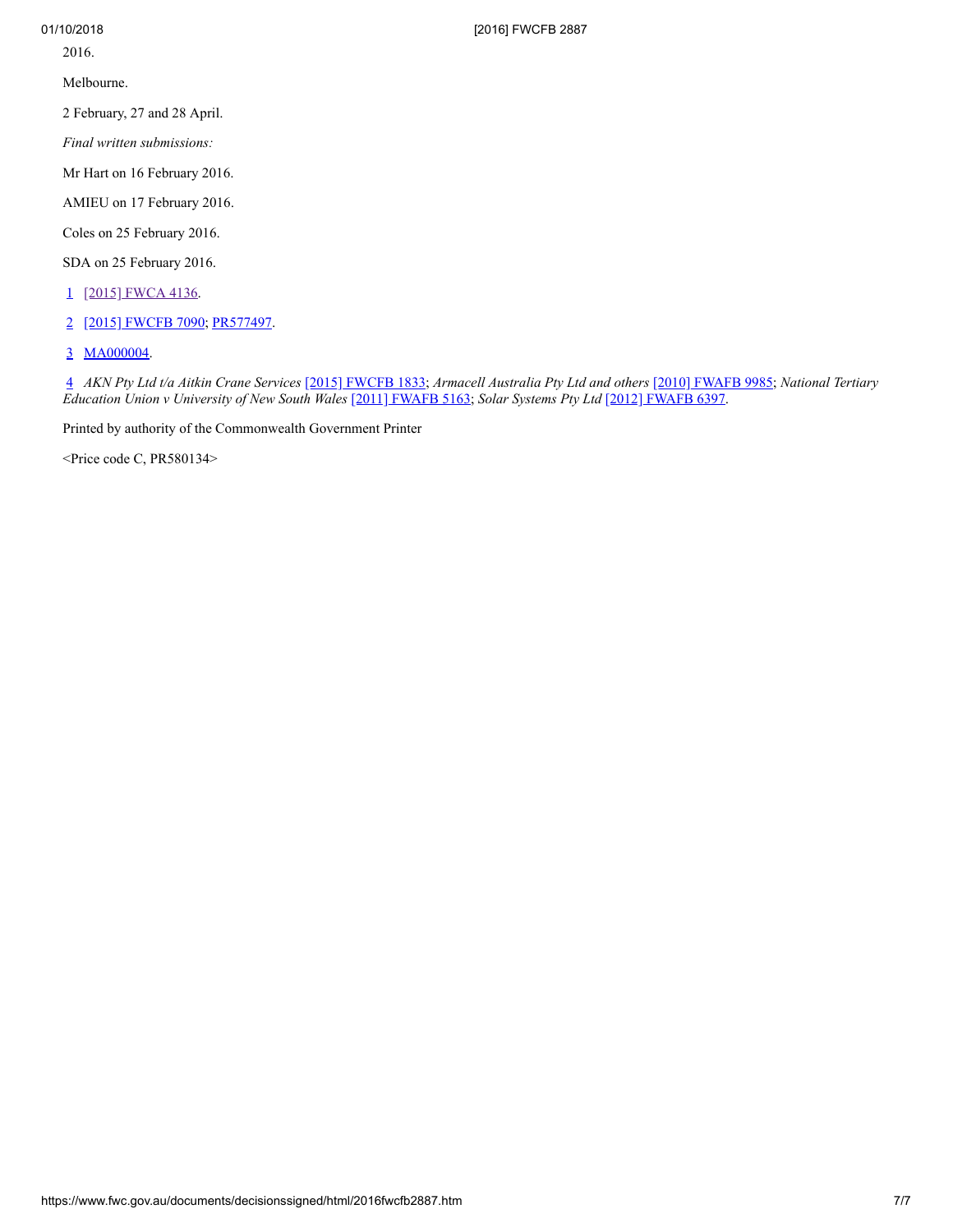2016.

Melbourne.

2 February, 27 and 28 April.

*Final written submissions:*

Mr Hart on 16 February 2016.

AMIEU on 17 February 2016.

Coles on 25 February 2016.

SDA on 25 February 2016.

1 [2015] FWCA 4136.

2 [2015] FWCFB 7090; PR577497.

3 MA000004.

4 *AKN Pty Ltd t/a Aitkin Crane Services* [2015] FWCFB 1833; *Armacell Australia Pty Ltd and others* [2010] FWAFB 9985; *National Tertiary Education Union v University of New South Wales* [2011] FWAFB 5163; *Solar Systems Pty Ltd* [2012] FWAFB 6397.

Printed by authority of the Commonwealth Government Printer

<Price code C, PR580134>